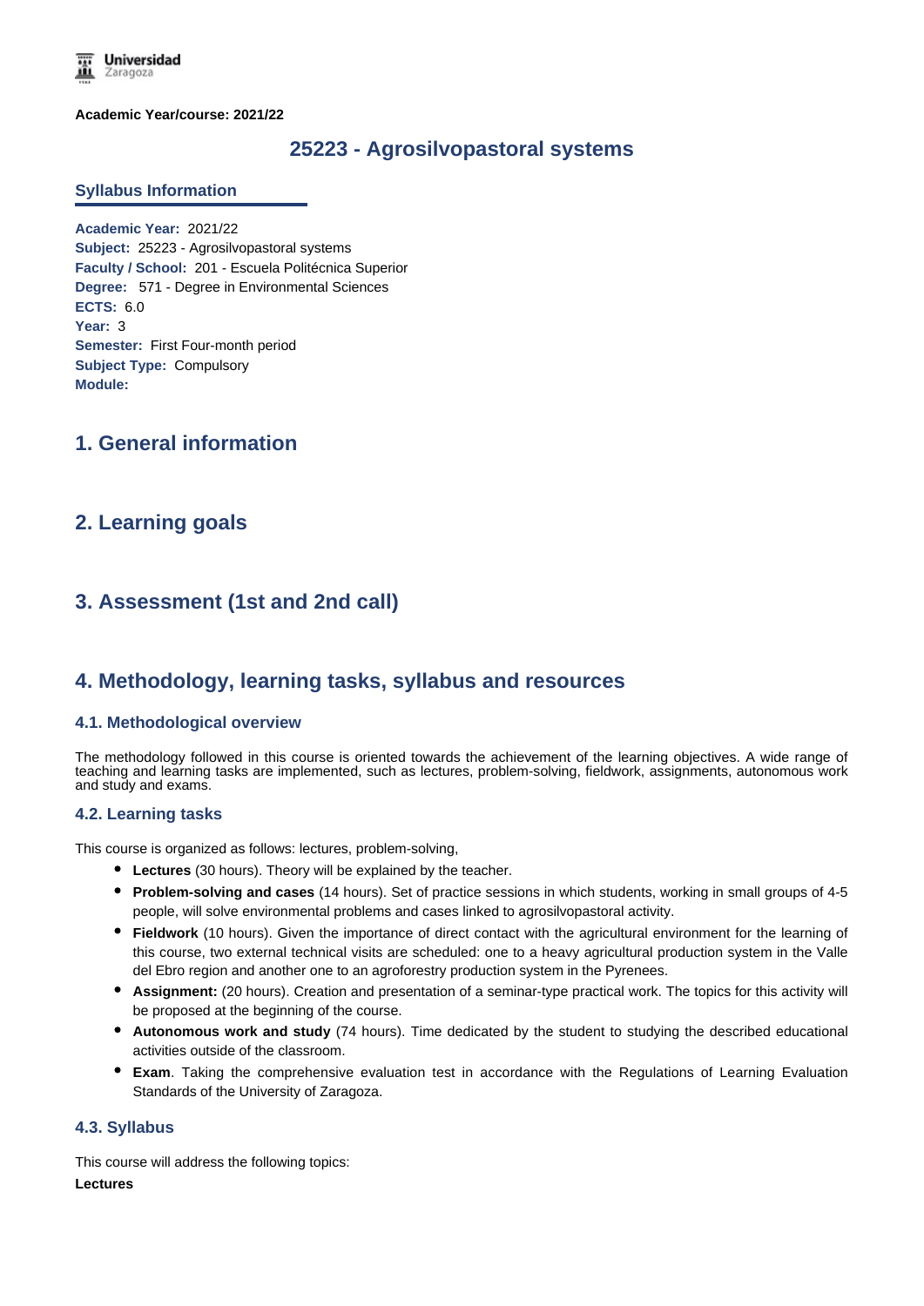**Academic Year/course: 2021/22**

# 25223 - Agrosilvopastoral systems

## Syllabus Information

**Academic Year:** 2021/22
**Subject:** 25223 - Agrosilvopastoral systems
**Faculty / School:** 201 - Escuela Politécnica Superior
**Degree:** 571 - Degree in Environmental Sciences
**ECTS:** 6.0
**Year:** 3
**Semester:** First Four-month period
**Subject Type:** Compulsory
**Module:**

## 1. General information

## 2. Learning goals

## 3. Assessment (1st and 2nd call)

## 4. Methodology, learning tasks, syllabus and resources

### 4.1. Methodological overview

The methodology followed in this course is oriented towards the achievement of the learning objectives. A wide range of teaching and learning tasks are implemented, such as lectures, problem-solving, fieldwork, assignments, autonomous work and study and exams.

### 4.2. Learning tasks

This course is organized as follows: lectures, problem-solving,

- **Lectures** (30 hours). Theory will be explained by the teacher.
- **Problem-solving and cases** (14 hours). Set of practice sessions in which students, working in small groups of 4-5 people, will solve environmental problems and cases linked to agrosilvopastoral activity.
- **Fieldwork** (10 hours). Given the importance of direct contact with the agricultural environment for the learning of this course, two external technical visits are scheduled: one to a heavy agricultural production system in the Valle del Ebro region and another one to an agroforestry production system in the Pyrenees.
- **Assignment:** (20 hours). Creation and presentation of a seminar-type practical work. The topics for this activity will be proposed at the beginning of the course.
- **Autonomous work and study** (74 hours). Time dedicated by the student to studying the described educational activities outside of the classroom.
- **Exam**. Taking the comprehensive evaluation test in accordance with the Regulations of Learning Evaluation Standards of the University of Zaragoza.

### 4.3. Syllabus

This course will address the following topics:

**Lectures**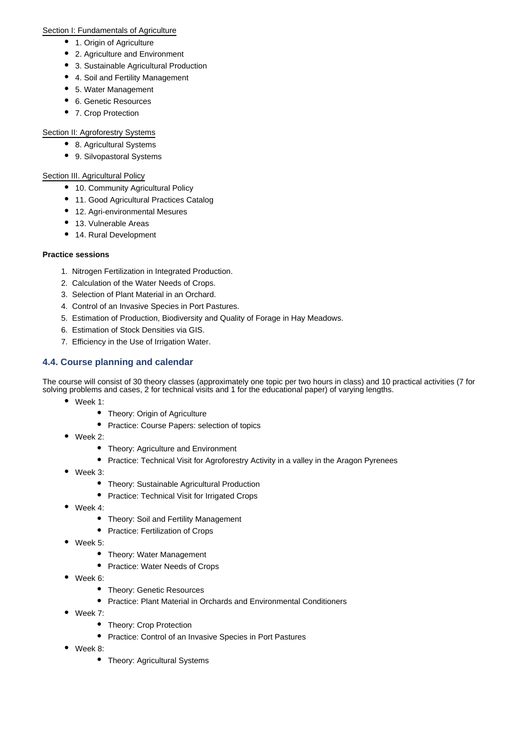Section I: Fundamentals of Agriculture

- 1. Origin of Agriculture
- 2. Agriculture and Environment
- 3. Sustainable Agricultural Production
- 4. Soil and Fertility Management
- 5. Water Management
- 6. Genetic Resources
- 7. Crop Protection

Section II: Agroforestry Systems

- 8. Agricultural Systems
- 9. Silvopastoral Systems

Section III. Agricultural Policy

- 10. Community Agricultural Policy
- 11. Good Agricultural Practices Catalog
- 12. Agri-environmental Mesures
- 13. Vulnerable Areas
- 14. Rural Development

**Practice sessions**

1. Nitrogen Fertilization in Integrated Production.
2. Calculation of the Water Needs of Crops.
3. Selection of Plant Material in an Orchard.
4. Control of an Invasive Species in Port Pastures.
5. Estimation of Production, Biodiversity and Quality of Forage in Hay Meadows.
6. Estimation of Stock Densities via GIS.
7. Efficiency in the Use of Irrigation Water.

## 4.4. Course planning and calendar

The course will consist of 30 theory classes (approximately one topic per two hours in class) and 10 practical activities (7 for solving problems and cases, 2 for technical visits and 1 for the educational paper) of varying lengths.

- Week 1:
  - Theory: Origin of Agriculture
  - Practice: Course Papers: selection of topics
- Week 2:
  - Theory: Agriculture and Environment
  - Practice: Technical Visit for Agroforestry Activity in a valley in the Aragon Pyrenees
- Week 3:
  - Theory: Sustainable Agricultural Production
  - Practice: Technical Visit for Irrigated Crops
- Week 4:
  - Theory: Soil and Fertility Management
  - Practice: Fertilization of Crops
- Week 5:
  - Theory: Water Management
  - Practice: Water Needs of Crops
- Week 6:
  - Theory: Genetic Resources
  - Practice: Plant Material in Orchards and Environmental Conditioners
- Week 7:
  - Theory: Crop Protection
  - Practice: Control of an Invasive Species in Port Pastures
- Week 8:
  - Theory: Agricultural Systems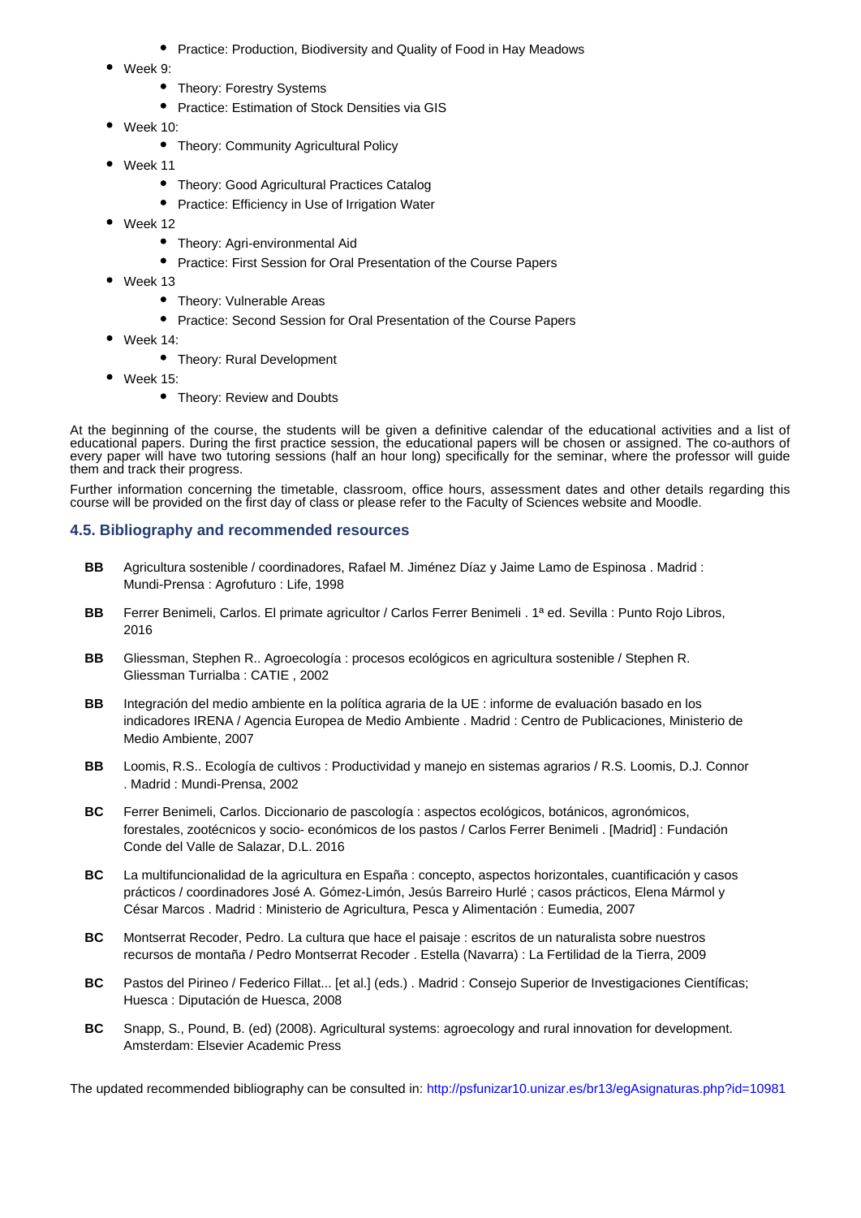- Practice: Production, Biodiversity and Quality of Food in Hay Meadows
- Week 9:
    - Theory: Forestry Systems
    - Practice: Estimation of Stock Densities via GIS
- Week 10:
    - Theory: Community Agricultural Policy
- Week 11
    - Theory: Good Agricultural Practices Catalog
    - Practice: Efficiency in Use of Irrigation Water
- Week 12
    - Theory: Agri-environmental Aid
    - Practice: First Session for Oral Presentation of the Course Papers
- Week 13
    - Theory: Vulnerable Areas
    - Practice: Second Session for Oral Presentation of the Course Papers
- Week 14:
    - Theory: Rural Development
- Week 15:
    - Theory: Review and Doubts

At the beginning of the course, the students will be given a definitive calendar of the educational activities and a list of educational papers. During the first practice session, the educational papers will be chosen or assigned. The co-authors of every paper will have two tutoring sessions (half an hour long) specifically for the seminar, where the professor will guide them and track their progress.

Further information concerning the timetable, classroom, office hours, assessment dates and other details regarding this course will be provided on the first day of class or please refer to the Faculty of Sciences website and Moodle.

### 4.5. Bibliography and recommended resources

**BB** Agricultura sostenible / coordinadores, Rafael M. Jiménez Díaz y Jaime Lamo de Espinosa . Madrid : Mundi-Prensa : Agrofuturo : Life, 1998

**BB** Ferrer Benimeli, Carlos. El primate agricultor / Carlos Ferrer Benimeli . 1ª ed. Sevilla : Punto Rojo Libros, 2016

**BB** Gliessman, Stephen R.. Agroecología : procesos ecológicos en agricultura sostenible / Stephen R. Gliessman Turrialba : CATIE , 2002

**BB** Integración del medio ambiente en la política agraria de la UE : informe de evaluación basado en los indicadores IRENA / Agencia Europea de Medio Ambiente . Madrid : Centro de Publicaciones, Ministerio de Medio Ambiente, 2007

**BB** Loomis, R.S.. Ecología de cultivos : Productividad y manejo en sistemas agrarios / R.S. Loomis, D.J. Connor . Madrid : Mundi-Prensa, 2002

**BC** Ferrer Benimeli, Carlos. Diccionario de pascología : aspectos ecológicos, botánicos, agronómicos, forestales, zootécnicos y socio- económicos de los pastos / Carlos Ferrer Benimeli . [Madrid] : Fundación Conde del Valle de Salazar, D.L. 2016

**BC** La multifuncionalidad de la agricultura en España : concepto, aspectos horizontales, cuantificación y casos prácticos / coordinadores José A. Gómez-Limón, Jesús Barreiro Hurlé ; casos prácticos, Elena Mármol y César Marcos . Madrid : Ministerio de Agricultura, Pesca y Alimentación : Eumedia, 2007

**BC** Montserrat Recoder, Pedro. La cultura que hace el paisaje : escritos de un naturalista sobre nuestros recursos de montaña / Pedro Montserrat Recoder . Estella (Navarra) : La Fertilidad de la Tierra, 2009

**BC** Pastos del Pirineo / Federico Fillat... [et al.] (eds.) . Madrid : Consejo Superior de Investigaciones Científicas; Huesca : Diputación de Huesca, 2008

**BC** Snapp, S., Pound, B. (ed) (2008). Agricultural systems: agroecology and rural innovation for development. Amsterdam: Elsevier Academic Press

The updated recommended bibliography can be consulted in: http://psfunizar10.unizar.es/br13/egAsignaturas.php?id=10981